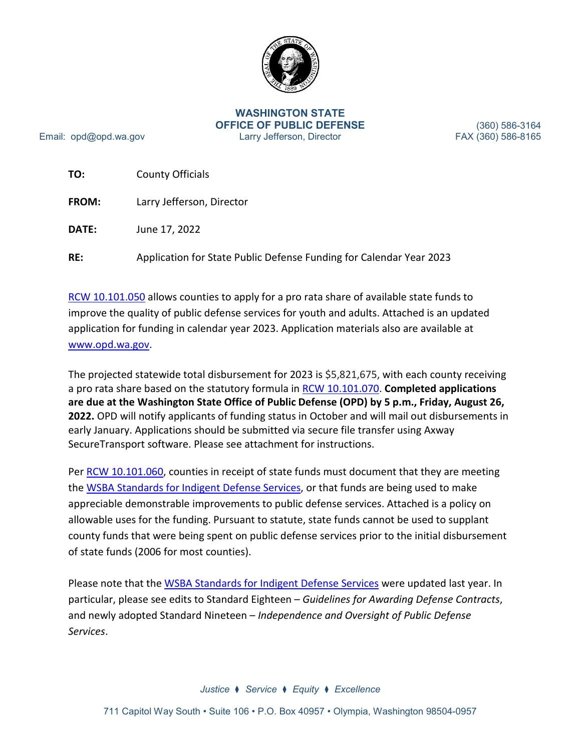**WASHINGTON STATE**
**OFFICE OF PUBLIC DEFENSE**
Larry Jefferson, Director

Email: opd@opd.wa.gov

(360) 586-3164
FAX (360) 586-8165

**TO:** County Officials

**FROM:** Larry Jefferson, Director

**DATE:** June 17, 2022

**RE:** Application for State Public Defense Funding for Calendar Year 2023

RCW 10.101.050 allows counties to apply for a pro rata share of available state funds to improve the quality of public defense services for youth and adults. Attached is an updated application for funding in calendar year 2023. Application materials also are available at www.opd.wa.gov.

The projected statewide total disbursement for 2023 is $5,821,675, with each county receiving a pro rata share based on the statutory formula in RCW 10.101.070. **Completed applications are due at the Washington State Office of Public Defense (OPD) by 5 p.m., Friday, August 26, 2022.** OPD will notify applicants of funding status in October and will mail out disbursements in early January. Applications should be submitted via secure file transfer using Axway SecureTransport software. Please see attachment for instructions.

Per RCW 10.101.060, counties in receipt of state funds must document that they are meeting the WSBA Standards for Indigent Defense Services, or that funds are being used to make appreciable demonstrable improvements to public defense services. Attached is a policy on allowable uses for the funding. Pursuant to statute, state funds cannot be used to supplant county funds that were being spent on public defense services prior to the initial disbursement of state funds (2006 for most counties).

Please note that the WSBA Standards for Indigent Defense Services were updated last year. In particular, please see edits to Standard Eighteen – *Guidelines for Awarding Defense Contracts*, and newly adopted Standard Nineteen – *Independence and Oversight of Public Defense Services*.

*Justice ♦ Service ♦ Equity ♦ Excellence*

711 Capitol Way South • Suite 106 • P.O. Box 40957 • Olympia, Washington 98504-0957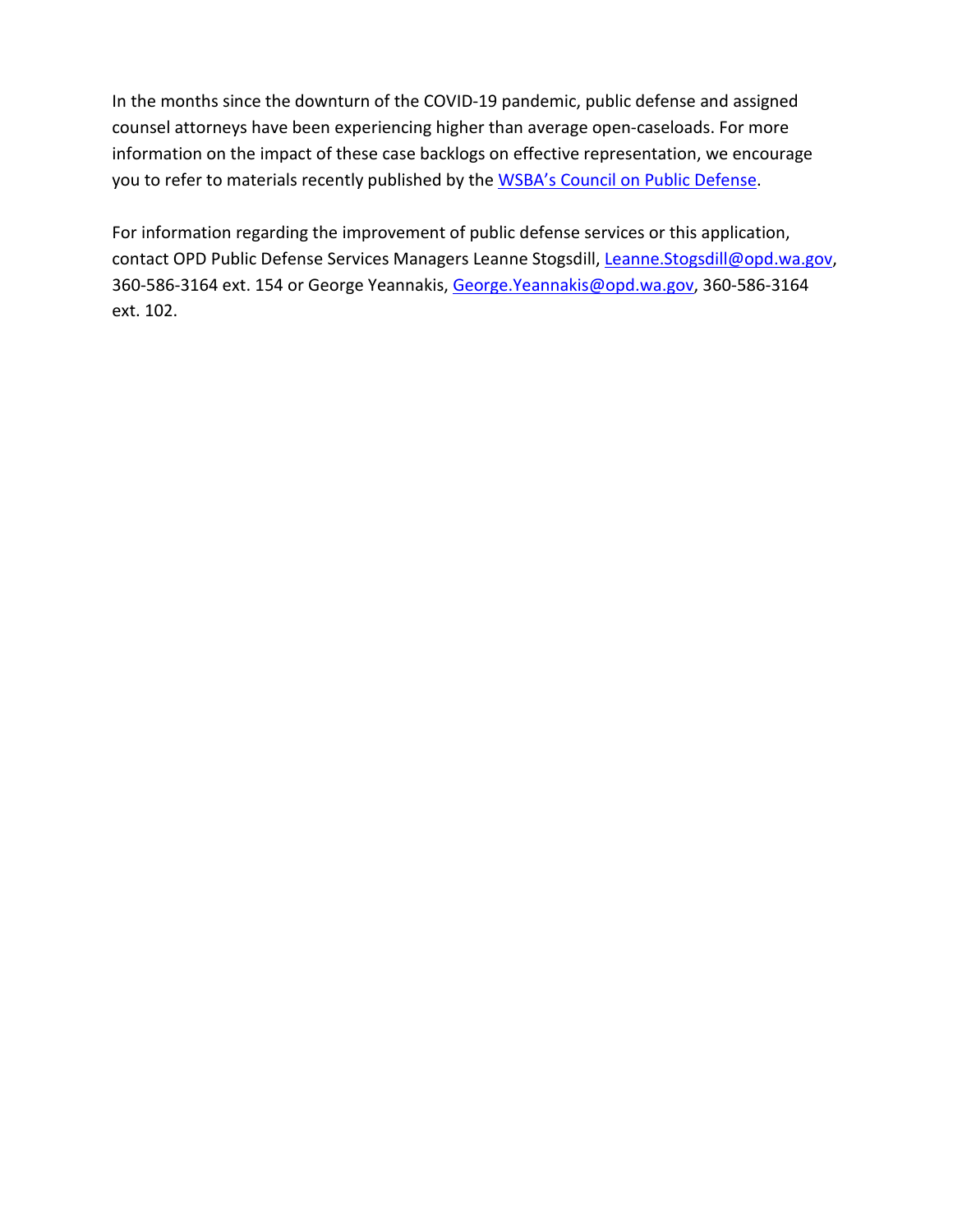In the months since the downturn of the COVID-19 pandemic, public defense and assigned counsel attorneys have been experiencing higher than average open-caseloads. For more information on the impact of these case backlogs on effective representation, we encourage you to refer to materials recently published by the WSBA's Council on Public Defense.

For information regarding the improvement of public defense services or this application, contact OPD Public Defense Services Managers Leanne Stogsdill, Leanne.Stogsdill@opd.wa.gov, 360-586-3164 ext. 154 or George Yeannakis, George.Yeannakis@opd.wa.gov, 360-586-3164 ext. 102.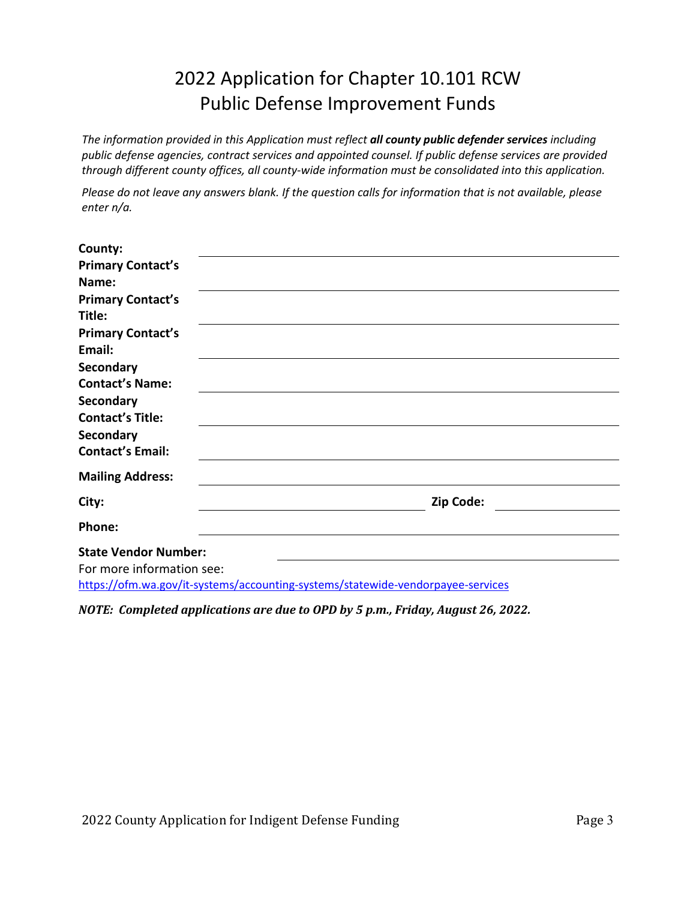# 2022 Application for Chapter 10.101 RCW Public Defense Improvement Funds

*The information provided in this Application must reflect* ***all county public defender services*** *including public defense agencies, contract services and appointed counsel. If public defense services are provided through different county offices, all county-wide information must be consolidated into this application.*

*Please do not leave any answers blank. If the question calls for information that is not available, please enter n/a.*

**County:** ______________________________

**Primary Contact's Name:** ______________________________

**Primary Contact's Title:** ______________________________

**Primary Contact's Email:** ______________________________

**Secondary Contact's Name:** ______________________________

**Secondary Contact's Title:** ______________________________

**Secondary Contact's Email:** ______________________________

**Mailing Address:** ______________________________

**City:** ____________________ **Zip Code:** ____________

**Phone:** ______________________________

**State Vendor Number:** ______________________________

For more information see:
https://ofm.wa.gov/it-systems/accounting-systems/statewide-vendorpayee-services

***NOTE: Completed applications are due to OPD by 5 p.m., Friday, August 26, 2022.***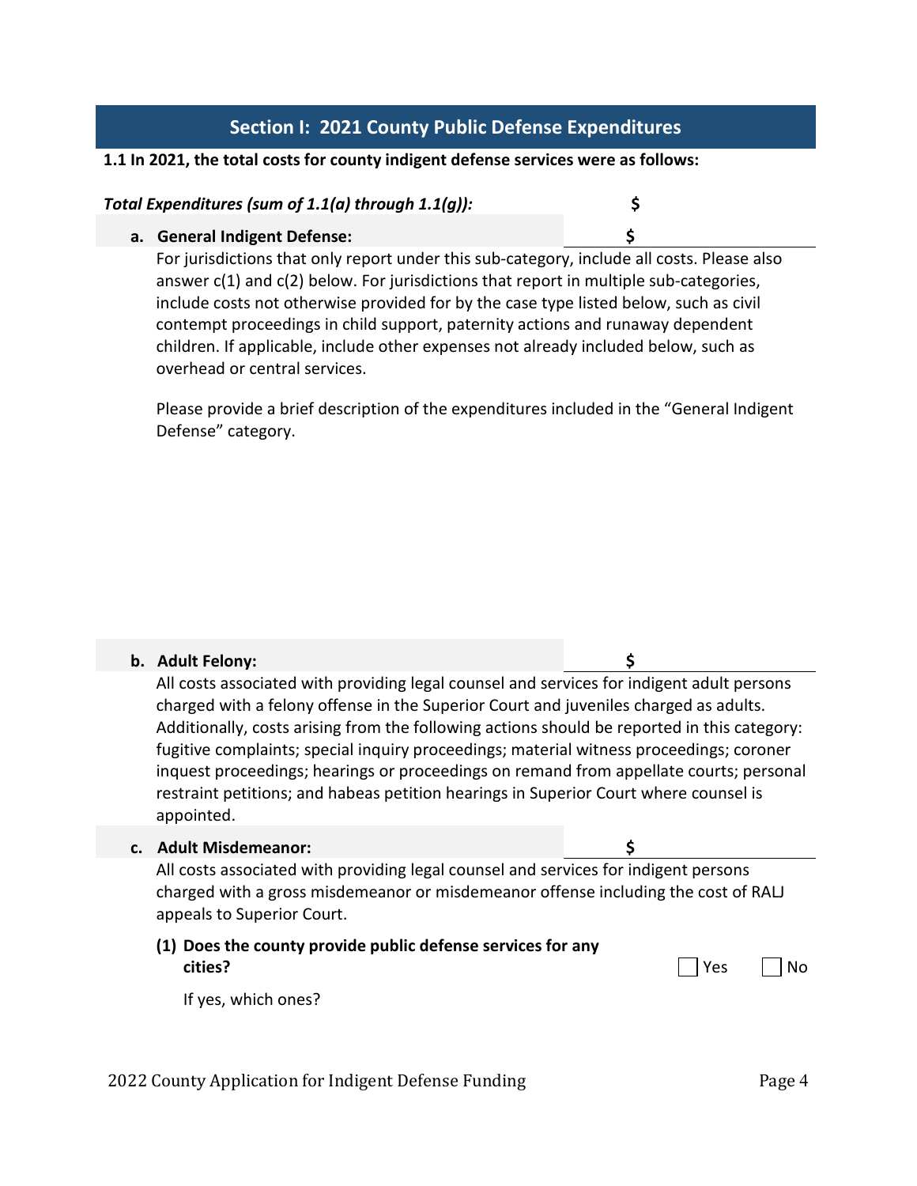## Section I: 2021 County Public Defense Expenditures

**1.1 In 2021, the total costs for county indigent defense services were as follows:**

***Total Expenditures (sum of 1.1(a) through 1.1(g)):*** **$**

**a. General Indigent Defense:** **$**

For jurisdictions that only report under this sub-category, include all costs. Please also answer c(1) and c(2) below. For jurisdictions that report in multiple sub-categories, include costs not otherwise provided for by the case type listed below, such as civil contempt proceedings in child support, paternity actions and runaway dependent children. If applicable, include other expenses not already included below, such as overhead or central services.

Please provide a brief description of the expenditures included in the "General Indigent Defense" category.

**b. Adult Felony:** **$**

All costs associated with providing legal counsel and services for indigent adult persons charged with a felony offense in the Superior Court and juveniles charged as adults. Additionally, costs arising from the following actions should be reported in this category: fugitive complaints; special inquiry proceedings; material witness proceedings; coroner inquest proceedings; hearings or proceedings on remand from appellate courts; personal restraint petitions; and habeas petition hearings in Superior Court where counsel is appointed.

**c. Adult Misdemeanor:** **$**

All costs associated with providing legal counsel and services for indigent persons charged with a gross misdemeanor or misdemeanor offense including the cost of RALJ appeals to Superior Court.

**(1) Does the county provide public defense services for any cities?** ☐ Yes ☐ No

If yes, which ones?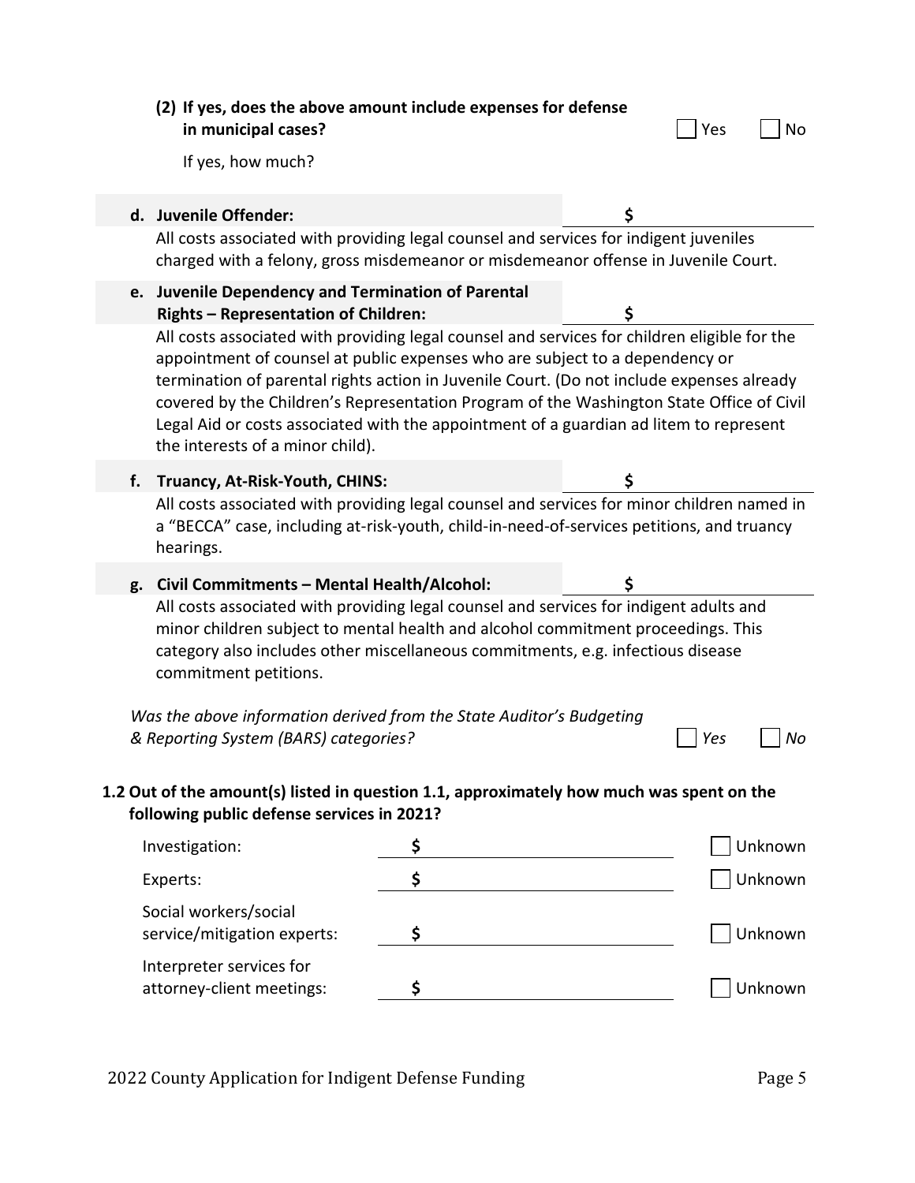**(2) If yes, does the above amount include expenses for defense in municipal cases?** ☐ Yes ☐ No

If yes, how much?

**d. Juvenile Offender:** $ ____________

All costs associated with providing legal counsel and services for indigent juveniles charged with a felony, gross misdemeanor or misdemeanor offense in Juvenile Court.

**e. Juvenile Dependency and Termination of Parental Rights – Representation of Children:** $ ____________

All costs associated with providing legal counsel and services for children eligible for the appointment of counsel at public expenses who are subject to a dependency or termination of parental rights action in Juvenile Court. (Do not include expenses already covered by the Children's Representation Program of the Washington State Office of Civil Legal Aid or costs associated with the appointment of a guardian ad litem to represent the interests of a minor child).

**f. Truancy, At-Risk-Youth, CHINS:** $ ____________

All costs associated with providing legal counsel and services for minor children named in a "BECCA" case, including at-risk-youth, child-in-need-of-services petitions, and truancy hearings.

**g. Civil Commitments – Mental Health/Alcohol:** $ ____________

All costs associated with providing legal counsel and services for indigent adults and minor children subject to mental health and alcohol commitment proceedings. This category also includes other miscellaneous commitments, e.g. infectious disease commitment petitions.

*Was the above information derived from the State Auditor's Budgeting & Reporting System (BARS) categories?* ☐ *Yes* ☐ *No*

**1.2 Out of the amount(s) listed in question 1.1, approximately how much was spent on the following public defense services in 2021?**

| Service | Amount | |
|---|---|---|
| Investigation: | $ | ☐ Unknown |
| Experts: | $ | ☐ Unknown |
| Social workers/social service/mitigation experts: | $ | ☐ Unknown |
| Interpreter services for attorney-client meetings: | $ | ☐ Unknown |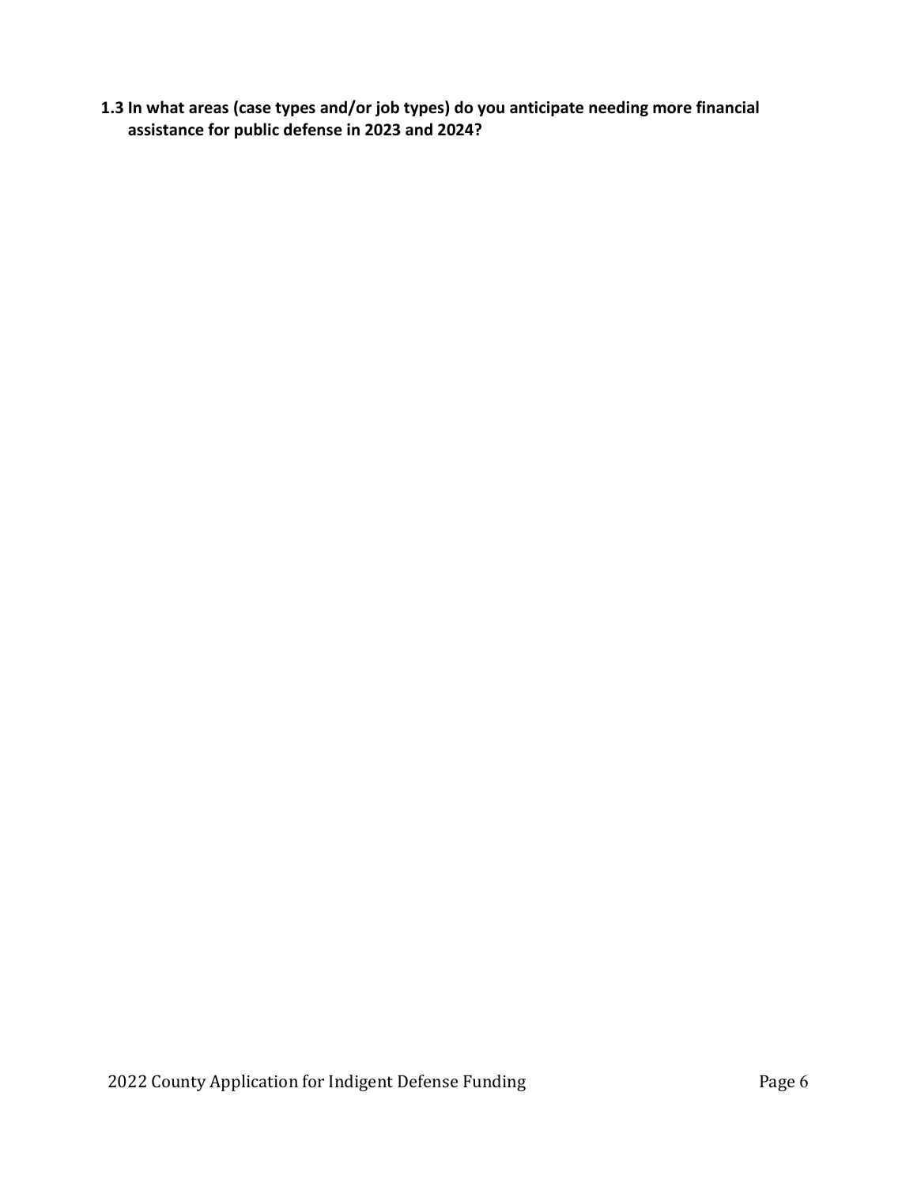**1.3 In what areas (case types and/or job types) do you anticipate needing more financial assistance for public defense in 2023 and 2024?**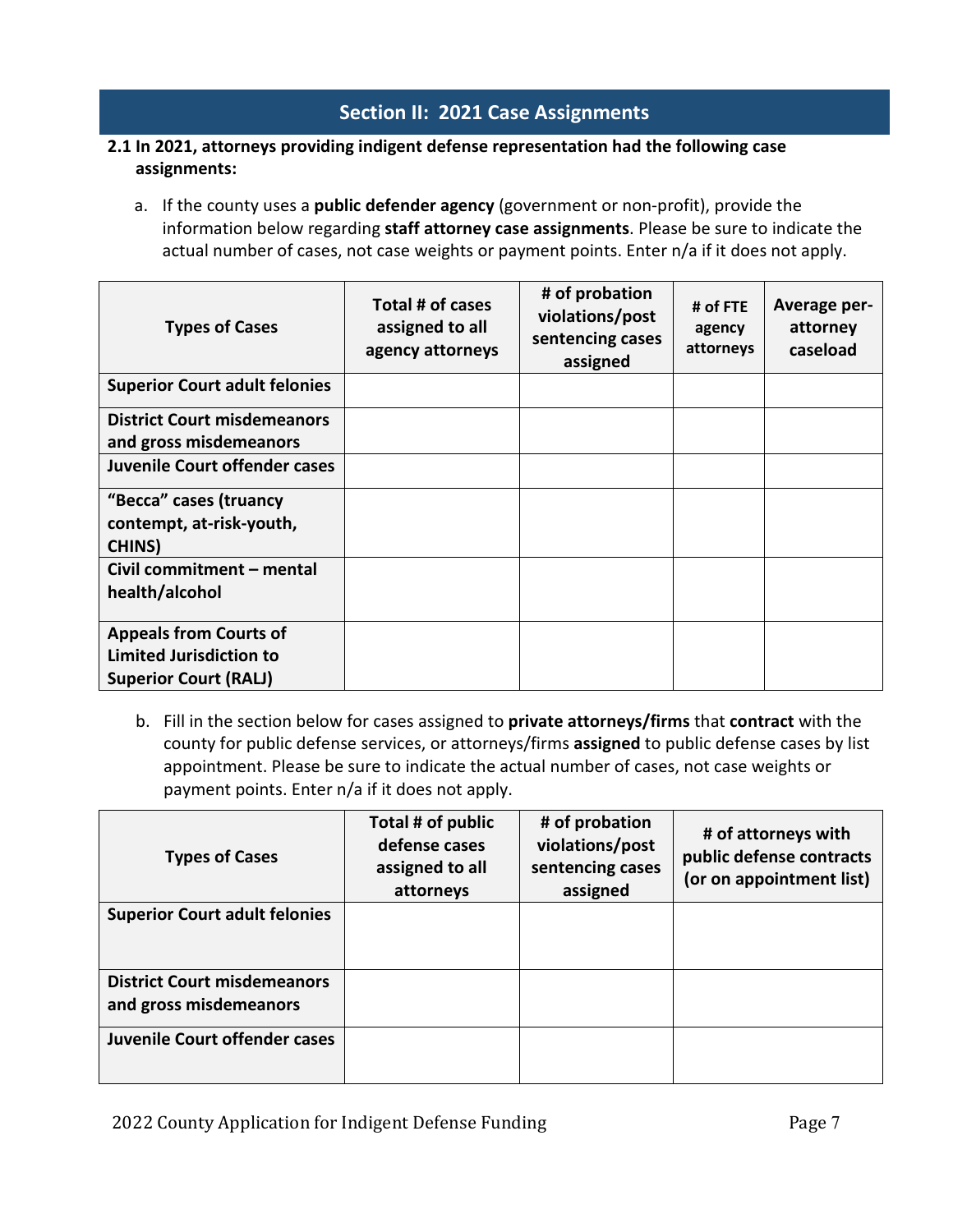## Section II: 2021 Case Assignments

**2.1 In 2021, attorneys providing indigent defense representation had the following case assignments:**

a. If the county uses a **public defender agency** (government or non-profit), provide the information below regarding **staff attorney case assignments**. Please be sure to indicate the actual number of cases, not case weights or payment points. Enter n/a if it does not apply.

| Types of Cases | Total # of cases assigned to all agency attorneys | # of probation violations/post sentencing cases assigned | # of FTE agency attorneys | Average per-attorney caseload |
|---|---|---|---|---|
| **Superior Court adult felonies** | | | | |
| **District Court misdemeanors and gross misdemeanors** | | | | |
| **Juvenile Court offender cases** | | | | |
| **"Becca" cases (truancy contempt, at-risk-youth, CHINS)** | | | | |
| **Civil commitment – mental health/alcohol** | | | | |
| **Appeals from Courts of Limited Jurisdiction to Superior Court (RALJ)** | | | | |

b. Fill in the section below for cases assigned to **private attorneys/firms** that **contract** with the county for public defense services, or attorneys/firms **assigned** to public defense cases by list appointment. Please be sure to indicate the actual number of cases, not case weights or payment points. Enter n/a if it does not apply.

| Types of Cases | Total # of public defense cases assigned to all attorneys | # of probation violations/post sentencing cases assigned | # of attorneys with public defense contracts (or on appointment list) |
|---|---|---|---|
| **Superior Court adult felonies** | | | |
| **District Court misdemeanors and gross misdemeanors** | | | |
| **Juvenile Court offender cases** | | | |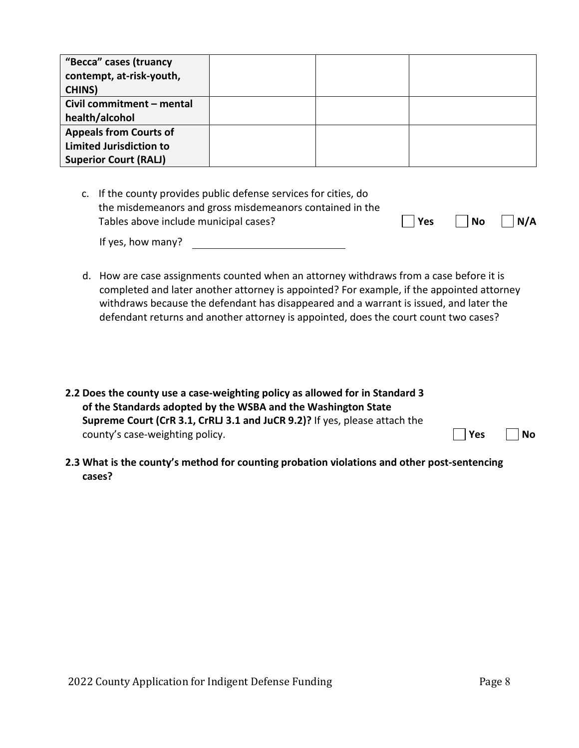| | | | |
|---|---|---|---|
| **"Becca" cases (truancy contempt, at-risk-youth, CHINS)** | | | |
| **Civil commitment – mental health/alcohol** | | | |
| **Appeals from Courts of Limited Jurisdiction to Superior Court (RALJ)** | | | |

c. If the county provides public defense services for cities, do the misdemeanors and gross misdemeanors contained in the Tables above include municipal cases? ☐ **Yes** ☐ **No** ☐ **N/A**

If yes, how many? ____________________

d. How are case assignments counted when an attorney withdraws from a case before it is completed and later another attorney is appointed? For example, if the appointed attorney withdraws because the defendant has disappeared and a warrant is issued, and later the defendant returns and another attorney is appointed, does the court count two cases?

**2.2 Does the county use a case-weighting policy as allowed for in Standard 3 of the Standards adopted by the WSBA and the Washington State Supreme Court (CrR 3.1, CrRLJ 3.1 and JuCR 9.2)?** If yes, please attach the county's case-weighting policy. ☐ **Yes** ☐ **No**

**2.3 What is the county's method for counting probation violations and other post-sentencing cases?**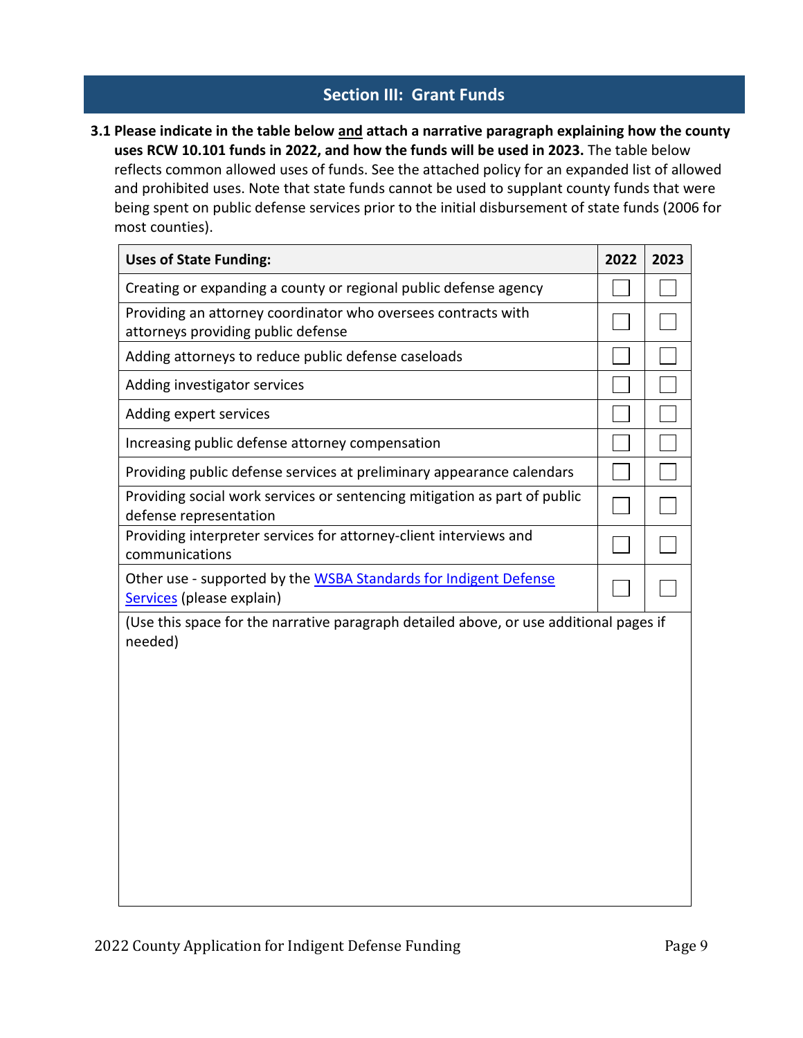## Section III: Grant Funds

**3.1 Please indicate in the table below <u>and</u> attach a narrative paragraph explaining how the county uses RCW 10.101 funds in 2022, and how the funds will be used in 2023.** The table below reflects common allowed uses of funds. See the attached policy for an expanded list of allowed and prohibited uses. Note that state funds cannot be used to supplant county funds that were being spent on public defense services prior to the initial disbursement of state funds (2006 for most counties).

| Uses of State Funding: | 2022 | 2023 |
|---|---|---|
| Creating or expanding a county or regional public defense agency | ☐ | ☐ |
| Providing an attorney coordinator who oversees contracts with attorneys providing public defense | ☐ | ☐ |
| Adding attorneys to reduce public defense caseloads | ☐ | ☐ |
| Adding investigator services | ☐ | ☐ |
| Adding expert services | ☐ | ☐ |
| Increasing public defense attorney compensation | ☐ | ☐ |
| Providing public defense services at preliminary appearance calendars | ☐ | ☐ |
| Providing social work services or sentencing mitigation as part of public defense representation | ☐ | ☐ |
| Providing interpreter services for attorney-client interviews and communications | ☐ | ☐ |
| Other use - supported by the WSBA Standards for Indigent Defense Services (please explain) | ☐ | ☐ |
| (Use this space for the narrative paragraph detailed above, or use additional pages if needed) | | |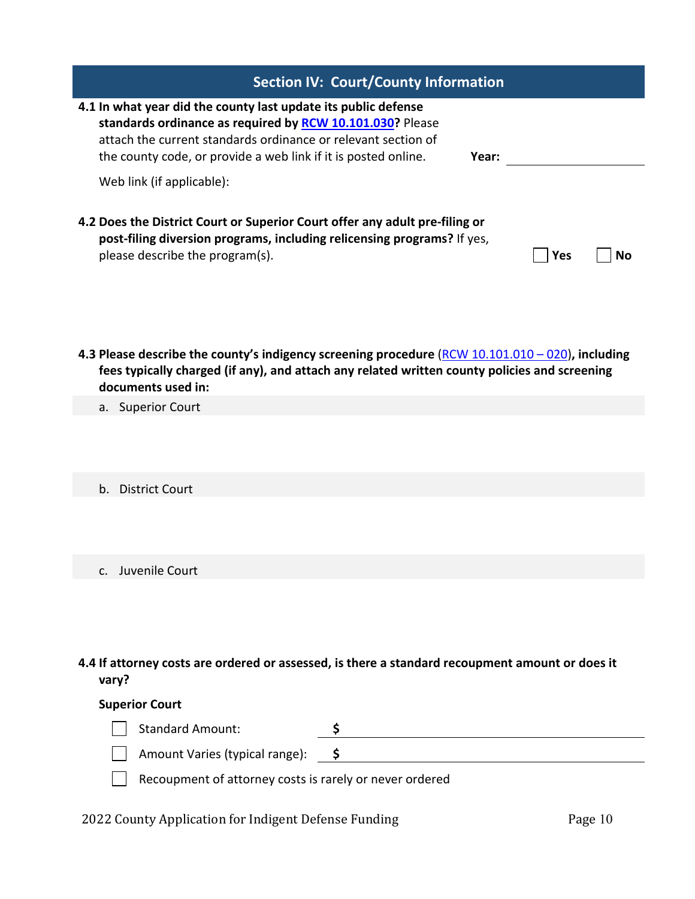## Section IV: Court/County Information

**4.1 In what year did the county last update its public defense standards ordinance as required by [RCW 10.101.030](RCW 10.101.030)?** Please attach the current standards ordinance or relevant section of the county code, or provide a web link if it is posted online.

**Year:** ____________________

Web link (if applicable):

**4.2 Does the District Court or Superior Court offer any adult pre-filing or post-filing diversion programs, including relicensing programs?** If yes, please describe the program(s).

☐ Yes ☐ No

**4.3 Please describe the county's indigency screening procedure** (RCW 10.101.010 – 020)**, including fees typically charged (if any), and attach any related written county policies and screening documents used in:**

a. Superior Court

b. District Court

c. Juvenile Court

**4.4 If attorney costs are ordered or assessed, is there a standard recoupment amount or does it vary?**

**Superior Court**

☐ Standard Amount: **$** ____________________

☐ Amount Varies (typical range): **$** ____________________

☐ Recoupment of attorney costs is rarely or never ordered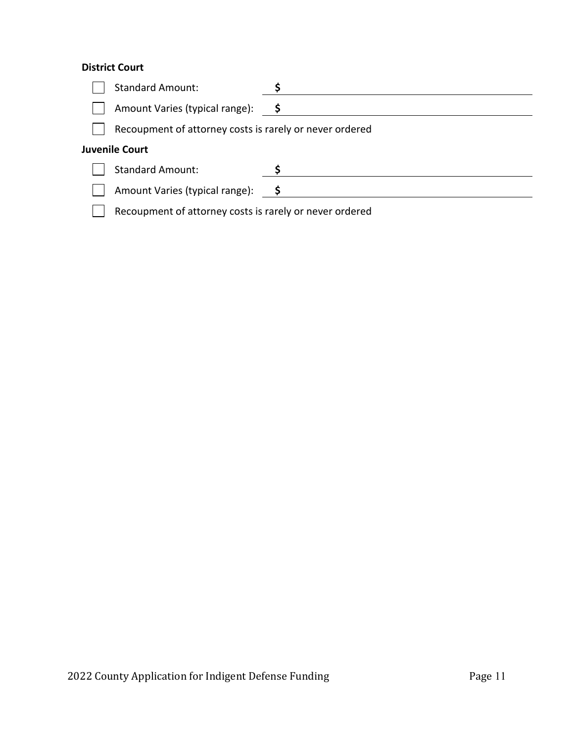**District Court**

- ☐ Standard Amount: **$** \_\_\_\_\_\_\_\_\_\_\_\_\_\_\_\_\_\_\_\_
- ☐ Amount Varies (typical range): **$** \_\_\_\_\_\_\_\_\_\_\_\_\_\_\_\_\_\_\_\_
- ☐ Recoupment of attorney costs is rarely or never ordered

**Juvenile Court**

- ☐ Standard Amount: **$** \_\_\_\_\_\_\_\_\_\_\_\_\_\_\_\_\_\_\_\_
- ☐ Amount Varies (typical range): **$** \_\_\_\_\_\_\_\_\_\_\_\_\_\_\_\_\_\_\_\_
- ☐ Recoupment of attorney costs is rarely or never ordered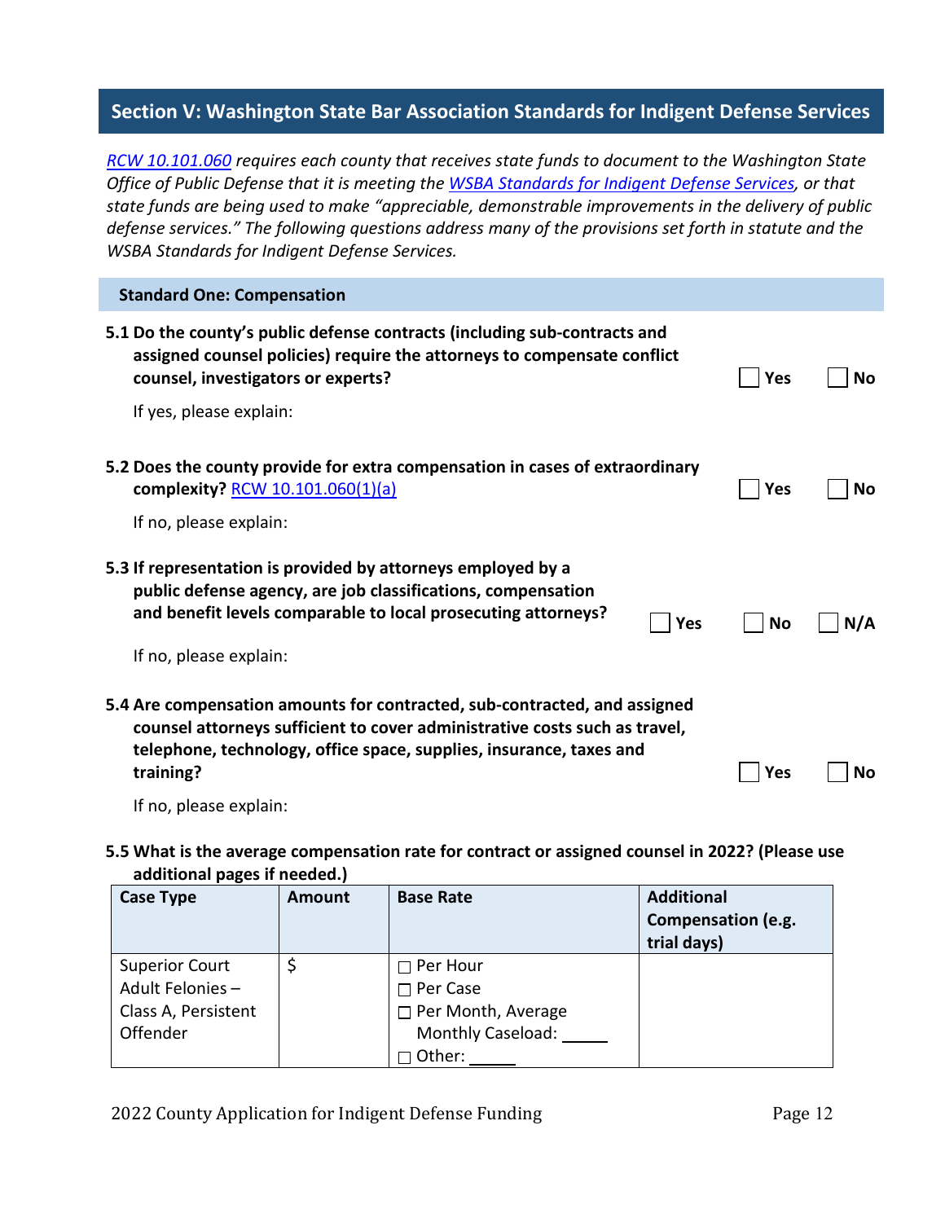## Section V: Washington State Bar Association Standards for Indigent Defense Services

*RCW 10.101.060 requires each county that receives state funds to document to the Washington State Office of Public Defense that it is meeting the WSBA Standards for Indigent Defense Services, or that state funds are being used to make "appreciable, demonstrable improvements in the delivery of public defense services." The following questions address many of the provisions set forth in statute and the WSBA Standards for Indigent Defense Services.*

### Standard One: Compensation

**5.1 Do the county's public defense contracts (including sub-contracts and assigned counsel policies) require the attorneys to compensate conflict counsel, investigators or experts?** ☐ Yes ☐ No

If yes, please explain:

**5.2 Does the county provide for extra compensation in cases of extraordinary complexity? RCW 10.101.060(1)(a)** ☐ Yes ☐ No

If no, please explain:

**5.3 If representation is provided by attorneys employed by a public defense agency, are job classifications, compensation and benefit levels comparable to local prosecuting attorneys?** ☐ Yes ☐ No ☐ N/A

If no, please explain:

**5.4 Are compensation amounts for contracted, sub-contracted, and assigned counsel attorneys sufficient to cover administrative costs such as travel, telephone, technology, office space, supplies, insurance, taxes and training?** ☐ Yes ☐ No

If no, please explain:

**5.5 What is the average compensation rate for contract or assigned counsel in 2022? (Please use additional pages if needed.)**

| Case Type | Amount | Base Rate | Additional Compensation (e.g. trial days) |
|---|---|---|---|
| Superior Court Adult Felonies – Class A, Persistent Offender | $ | ☐ Per Hour<br>☐ Per Case<br>☐ Per Month, Average Monthly Caseload: _____<br>☐ Other: _____ | |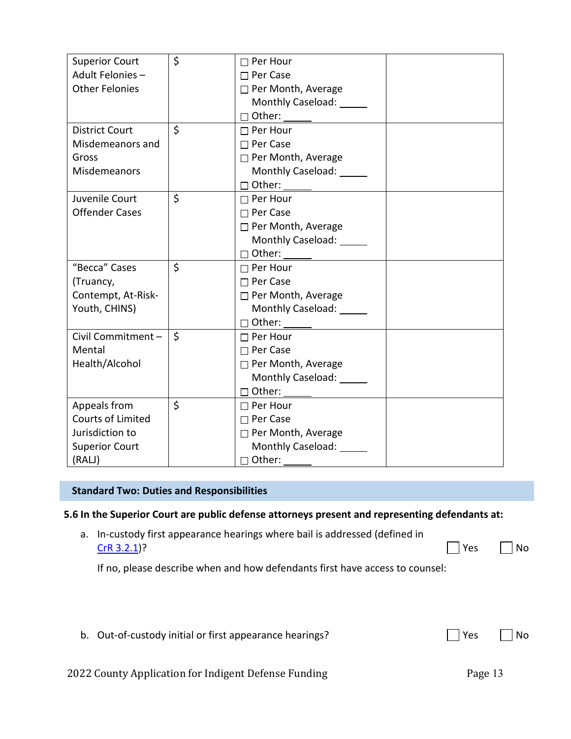| | | | |
|---|---|---|---|
| Superior Court Adult Felonies – Other Felonies | $ | ☐ Per Hour<br>☐ Per Case<br>☐ Per Month, Average Monthly Caseload: _____<br>☐ Other: _____ | |
| District Court Misdemeanors and Gross Misdemeanors | $ | ☐ Per Hour<br>☐ Per Case<br>☐ Per Month, Average Monthly Caseload: _____<br>☐ Other: _____ | |
| Juvenile Court Offender Cases | $ | ☐ Per Hour<br>☐ Per Case<br>☐ Per Month, Average Monthly Caseload: _____<br>☐ Other: _____ | |
| "Becca" Cases (Truancy, Contempt, At-Risk-Youth, CHINS) | $ | ☐ Per Hour<br>☐ Per Case<br>☐ Per Month, Average Monthly Caseload: _____<br>☐ Other: _____ | |
| Civil Commitment – Mental Health/Alcohol | $ | ☐ Per Hour<br>☐ Per Case<br>☐ Per Month, Average Monthly Caseload: _____<br>☐ Other: _____ | |
| Appeals from Courts of Limited Jurisdiction to Superior Court (RALJ) | $ | ☐ Per Hour<br>☐ Per Case<br>☐ Per Month, Average Monthly Caseload: _____<br>☐ Other: _____ | |

## Standard Two: Duties and Responsibilities

**5.6 In the Superior Court are public defense attorneys present and representing defendants at:**

a. In-custody first appearance hearings where bail is addressed (defined in [CrR 3.2.1](CrR 3.2.1))? ☐ Yes ☐ No

If no, please describe when and how defendants first have access to counsel:

b. Out-of-custody initial or first appearance hearings? ☐ Yes ☐ No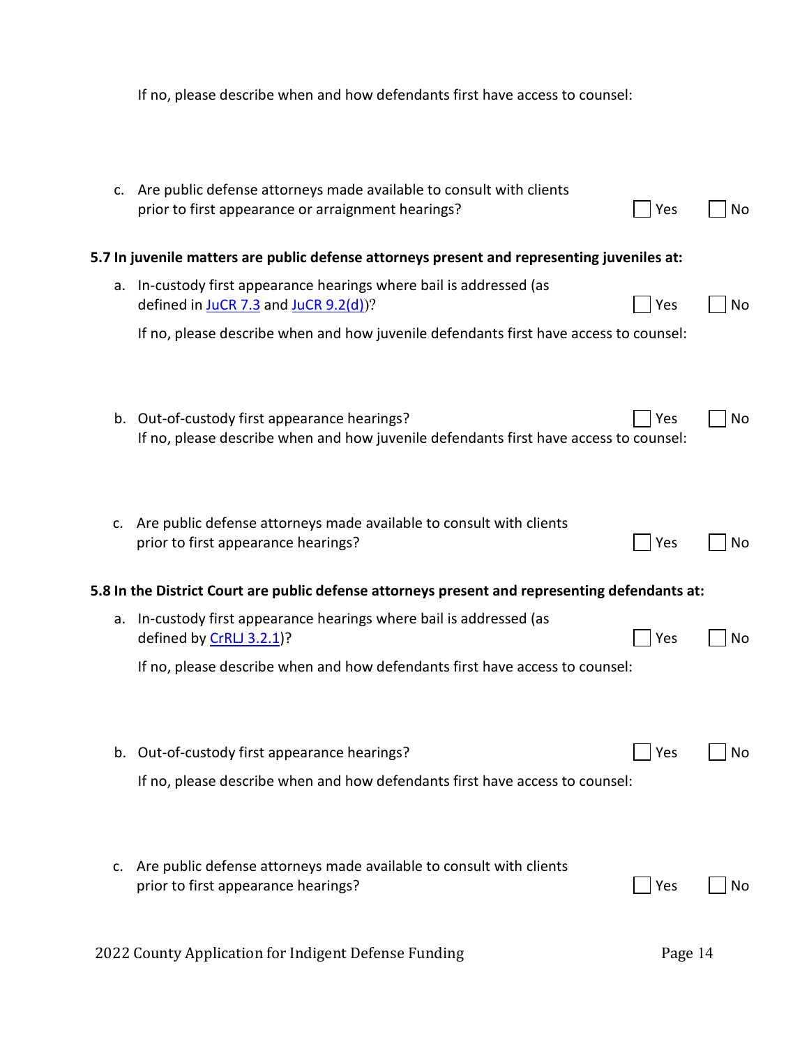If no, please describe when and how defendants first have access to counsel:

c. Are public defense attorneys made available to consult with clients prior to first appearance or arraignment hearings? ☐ Yes ☐ No

**5.7 In juvenile matters are public defense attorneys present and representing juveniles at:**

a. In-custody first appearance hearings where bail is addressed (as defined in JuCR 7.3 and JuCR 9.2(d))? ☐ Yes ☐ No

If no, please describe when and how juvenile defendants first have access to counsel:

b. Out-of-custody first appearance hearings? ☐ Yes ☐ No

If no, please describe when and how juvenile defendants first have access to counsel:

c. Are public defense attorneys made available to consult with clients prior to first appearance hearings? ☐ Yes ☐ No

**5.8 In the District Court are public defense attorneys present and representing defendants at:**

a. In-custody first appearance hearings where bail is addressed (as defined by CrRLJ 3.2.1)? ☐ Yes ☐ No

If no, please describe when and how defendants first have access to counsel:

b. Out-of-custody first appearance hearings? ☐ Yes ☐ No

If no, please describe when and how defendants first have access to counsel:

c. Are public defense attorneys made available to consult with clients prior to first appearance hearings? ☐ Yes ☐ No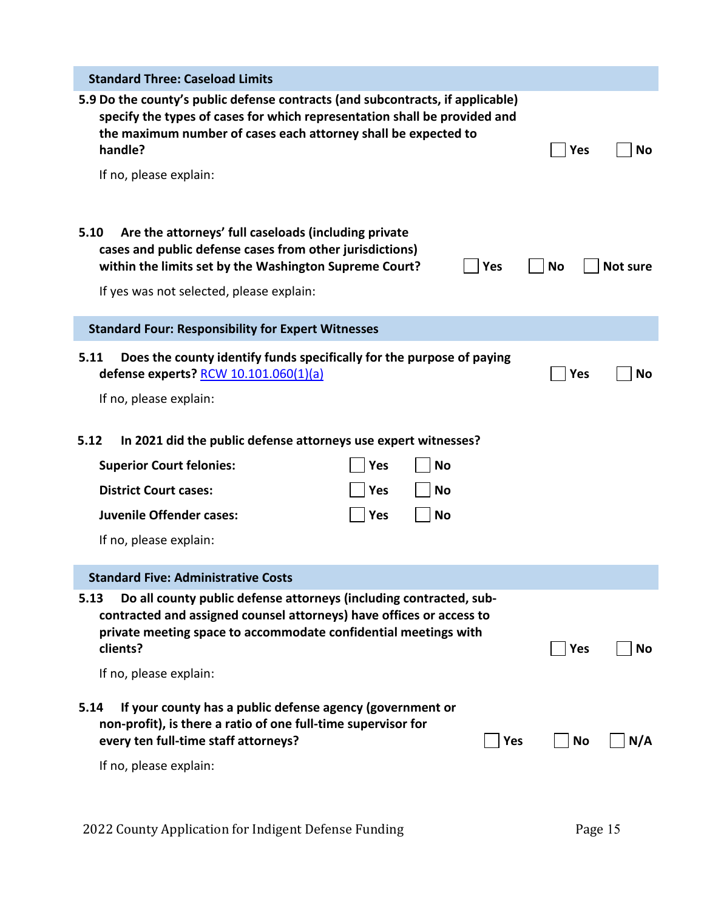### Standard Three: Caseload Limits

**5.9 Do the county's public defense contracts (and subcontracts, if applicable) specify the types of cases for which representation shall be provided and the maximum number of cases each attorney shall be expected to handle?** ☐ Yes ☐ No

If no, please explain:

**5.10 Are the attorneys' full caseloads (including private cases and public defense cases from other jurisdictions) within the limits set by the Washington Supreme Court?** ☐ Yes ☐ No ☐ Not sure

If yes was not selected, please explain:

### Standard Four: Responsibility for Expert Witnesses

**5.11 Does the county identify funds specifically for the purpose of paying defense experts?** [RCW 10.101.060(1)(a)] ☐ Yes ☐ No

If no, please explain:

**5.12 In 2021 did the public defense attorneys use expert witnesses?**

| | | |
|---|---|---|
| **Superior Court felonies:** | ☐ Yes | ☐ No |
| **District Court cases:** | ☐ Yes | ☐ No |
| **Juvenile Offender cases:** | ☐ Yes | ☐ No |

If no, please explain:

### Standard Five: Administrative Costs

**5.13 Do all county public defense attorneys (including contracted, sub-contracted and assigned counsel attorneys) have offices or access to private meeting space to accommodate confidential meetings with clients?** ☐ Yes ☐ No

If no, please explain:

**5.14 If your county has a public defense agency (government or non-profit), is there a ratio of one full-time supervisor for every ten full-time staff attorneys?** ☐ Yes ☐ No ☐ N/A

If no, please explain: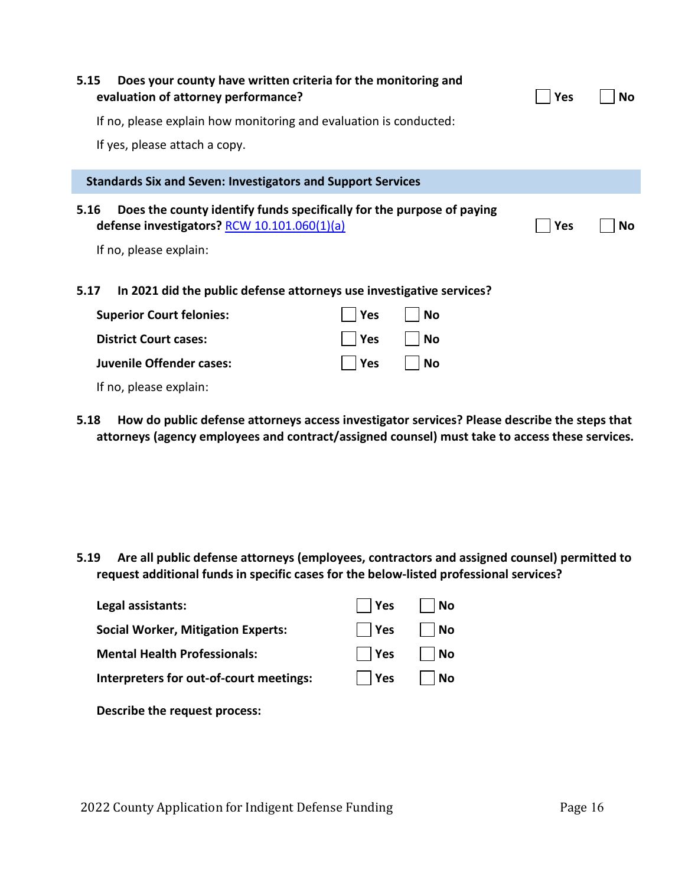**5.15 Does your county have written criteria for the monitoring and evaluation of attorney performance?** ☐ Yes ☐ No

If no, please explain how monitoring and evaluation is conducted:

If yes, please attach a copy.

## Standards Six and Seven: Investigators and Support Services

**5.16 Does the county identify funds specifically for the purpose of paying defense investigators? [RCW 10.101.060(1)(a)]** ☐ Yes ☐ No

If no, please explain:

**5.17 In 2021 did the public defense attorneys use investigative services?**

| | | |
|---|---|---|
| **Superior Court felonies:** | ☐ Yes | ☐ No |
| **District Court cases:** | ☐ Yes | ☐ No |
| **Juvenile Offender cases:** | ☐ Yes | ☐ No |

If no, please explain:

**5.18 How do public defense attorneys access investigator services? Please describe the steps that attorneys (agency employees and contract/assigned counsel) must take to access these services.**

**5.19 Are all public defense attorneys (employees, contractors and assigned counsel) permitted to request additional funds in specific cases for the below-listed professional services?**

| | | |
|---|---|---|
| **Legal assistants:** | ☐ Yes | ☐ No |
| **Social Worker, Mitigation Experts:** | ☐ Yes | ☐ No |
| **Mental Health Professionals:** | ☐ Yes | ☐ No |
| **Interpreters for out-of-court meetings:** | ☐ Yes | ☐ No |

**Describe the request process:**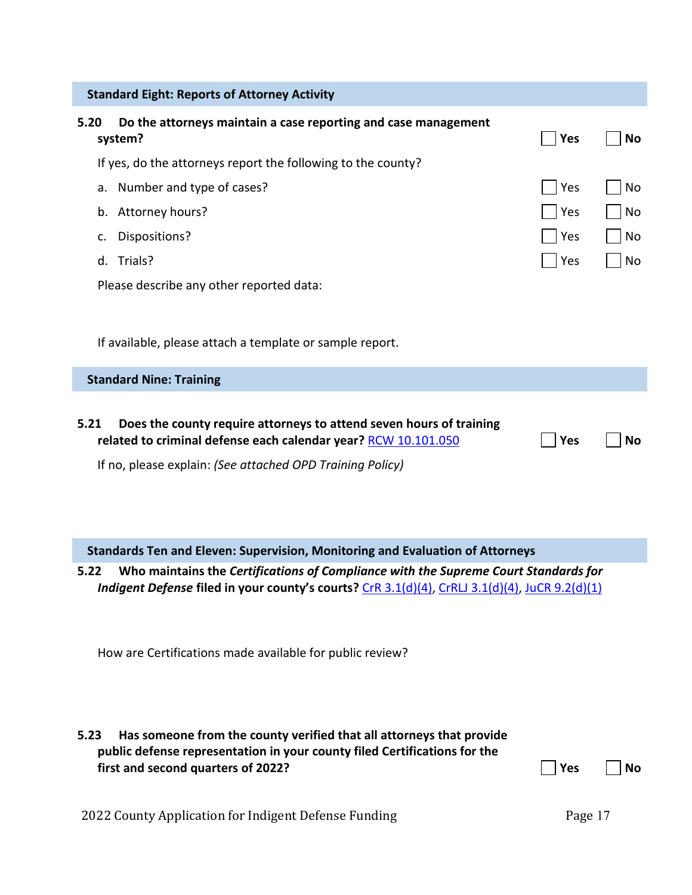## Standard Eight: Reports of Attorney Activity

**5.20 Do the attorneys maintain a case reporting and case management system?** ☐ **Yes** ☐ **No**

If yes, do the attorneys report the following to the county?

a. Number and type of cases? ☐ Yes ☐ No

b. Attorney hours? ☐ Yes ☐ No

c. Dispositions? ☐ Yes ☐ No

d. Trials? ☐ Yes ☐ No

Please describe any other reported data:

If available, please attach a template or sample report.

## Standard Nine: Training

**5.21 Does the county require attorneys to attend seven hours of training related to criminal defense each calendar year?** RCW 10.101.050 ☐ **Yes** ☐ **No**

If no, please explain: *(See attached OPD Training Policy)*

## Standards Ten and Eleven: Supervision, Monitoring and Evaluation of Attorneys

**5.22 Who maintains the *Certifications of Compliance with the Supreme Court Standards for Indigent Defense* filed in your county's courts?** CrR 3.1(d)(4), CrRLJ 3.1(d)(4), JuCR 9.2(d)(1)

How are Certifications made available for public review?

**5.23 Has someone from the county verified that all attorneys that provide public defense representation in your county filed Certifications for the first and second quarters of 2022?** ☐ **Yes** ☐ **No**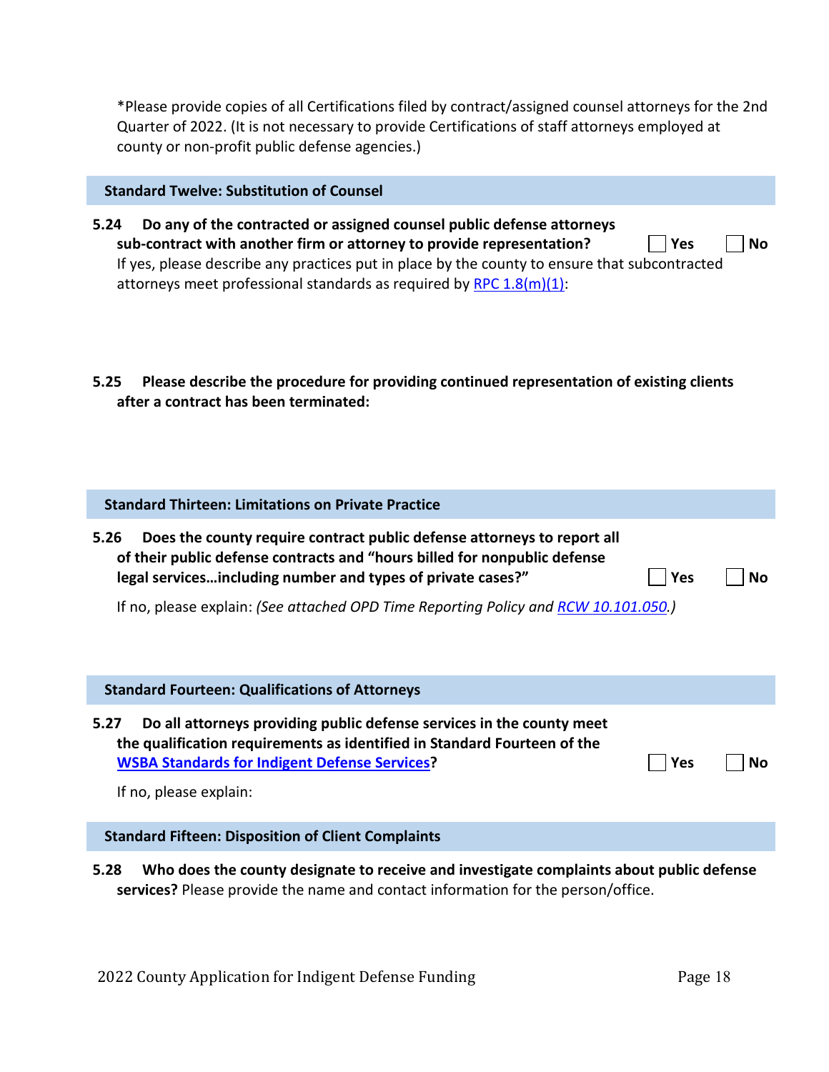*Please provide copies of all Certifications filed by contract/assigned counsel attorneys for the 2nd Quarter of 2022. (It is not necessary to provide Certifications of staff attorneys employed at county or non-profit public defense agencies.)

### Standard Twelve: Substitution of Counsel

**5.24 Do any of the contracted or assigned counsel public defense attorneys sub-contract with another firm or attorney to provide representation?** ☐ Yes ☐ No

If yes, please describe any practices put in place by the county to ensure that subcontracted attorneys meet professional standards as required by RPC 1.8(m)(1):

**5.25 Please describe the procedure for providing continued representation of existing clients after a contract has been terminated:**

### Standard Thirteen: Limitations on Private Practice

**5.26 Does the county require contract public defense attorneys to report all of their public defense contracts and "hours billed for nonpublic defense legal services…including number and types of private cases?"** ☐ Yes ☐ No

If no, please explain: *(See attached OPD Time Reporting Policy and RCW 10.101.050.)*

### Standard Fourteen: Qualifications of Attorneys

**5.27 Do all attorneys providing public defense services in the county meet the qualification requirements as identified in Standard Fourteen of the WSBA Standards for Indigent Defense Services?** ☐ Yes ☐ No

If no, please explain:

### Standard Fifteen: Disposition of Client Complaints

**5.28 Who does the county designate to receive and investigate complaints about public defense services?** Please provide the name and contact information for the person/office.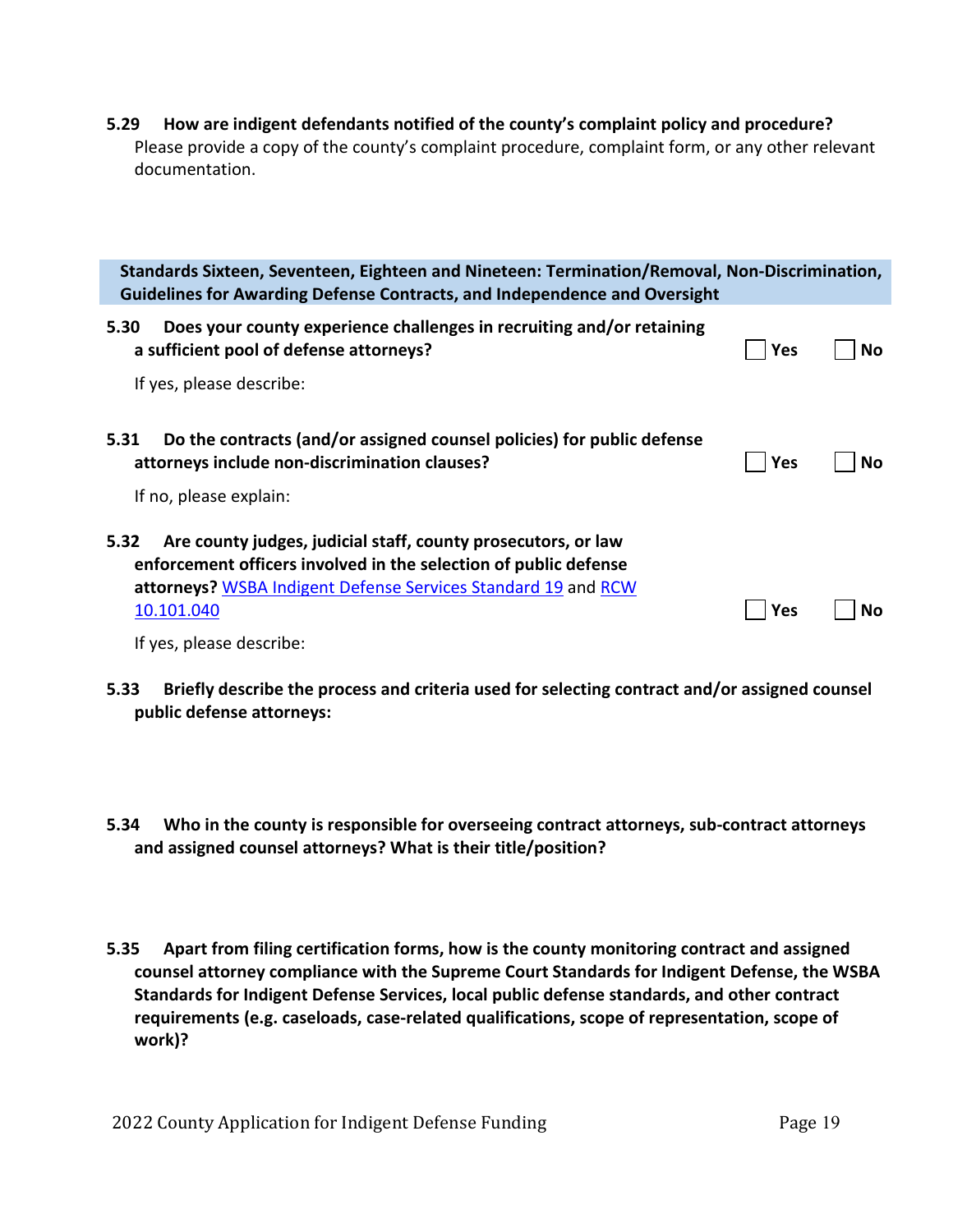**5.29 How are indigent defendants notified of the county's complaint policy and procedure?**
Please provide a copy of the county's complaint procedure, complaint form, or any other relevant documentation.

## Standards Sixteen, Seventeen, Eighteen and Nineteen: Termination/Removal, Non-Discrimination, Guidelines for Awarding Defense Contracts, and Independence and Oversight

**5.30 Does your county experience challenges in recruiting and/or retaining a sufficient pool of defense attorneys?** ☐ Yes ☐ No

If yes, please describe:

**5.31 Do the contracts (and/or assigned counsel policies) for public defense attorneys include non-discrimination clauses?** ☐ Yes ☐ No

If no, please explain:

**5.32 Are county judges, judicial staff, county prosecutors, or law enforcement officers involved in the selection of public defense attorneys?** [WSBA Indigent Defense Services Standard 19]() and [RCW 10.101.040]() ☐ Yes ☐ No

If yes, please describe:

**5.33 Briefly describe the process and criteria used for selecting contract and/or assigned counsel public defense attorneys:**

**5.34 Who in the county is responsible for overseeing contract attorneys, sub-contract attorneys and assigned counsel attorneys? What is their title/position?**

**5.35 Apart from filing certification forms, how is the county monitoring contract and assigned counsel attorney compliance with the Supreme Court Standards for Indigent Defense, the WSBA Standards for Indigent Defense Services, local public defense standards, and other contract requirements (e.g. caseloads, case-related qualifications, scope of representation, scope of work)?**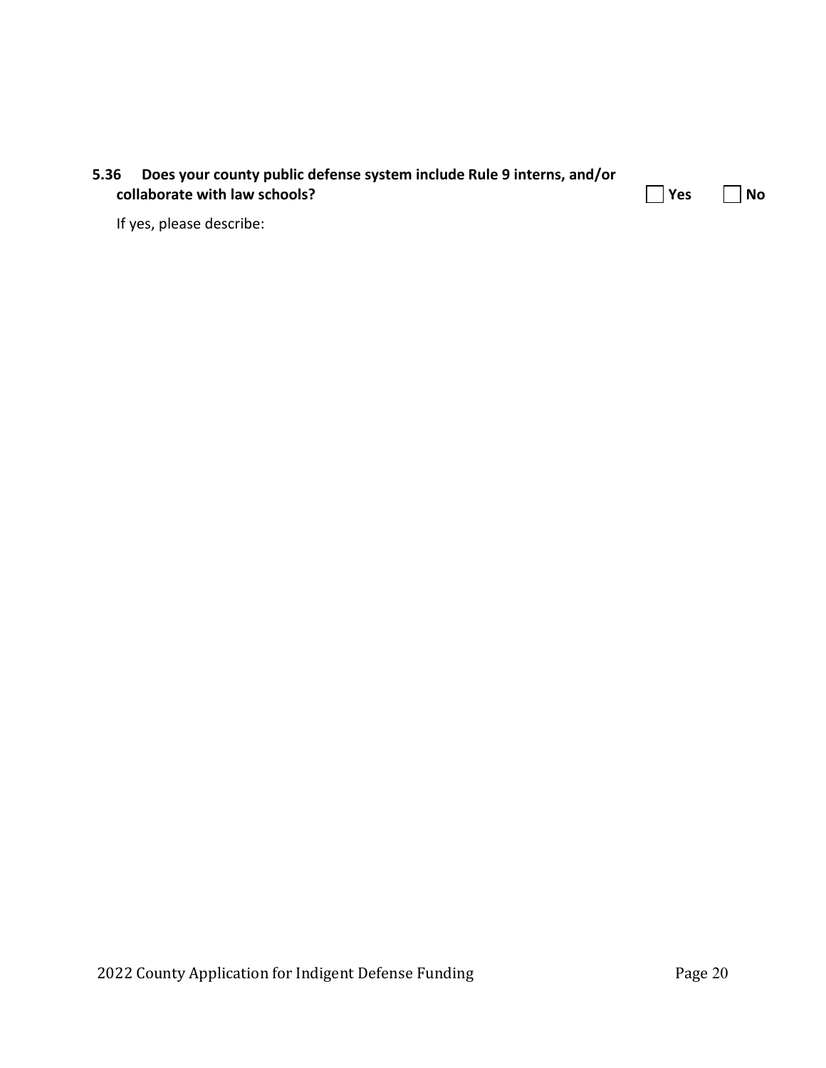**5.36 Does your county public defense system include Rule 9 interns, and/or collaborate with law schools?** ☐ **Yes** ☐ **No**

If yes, please describe: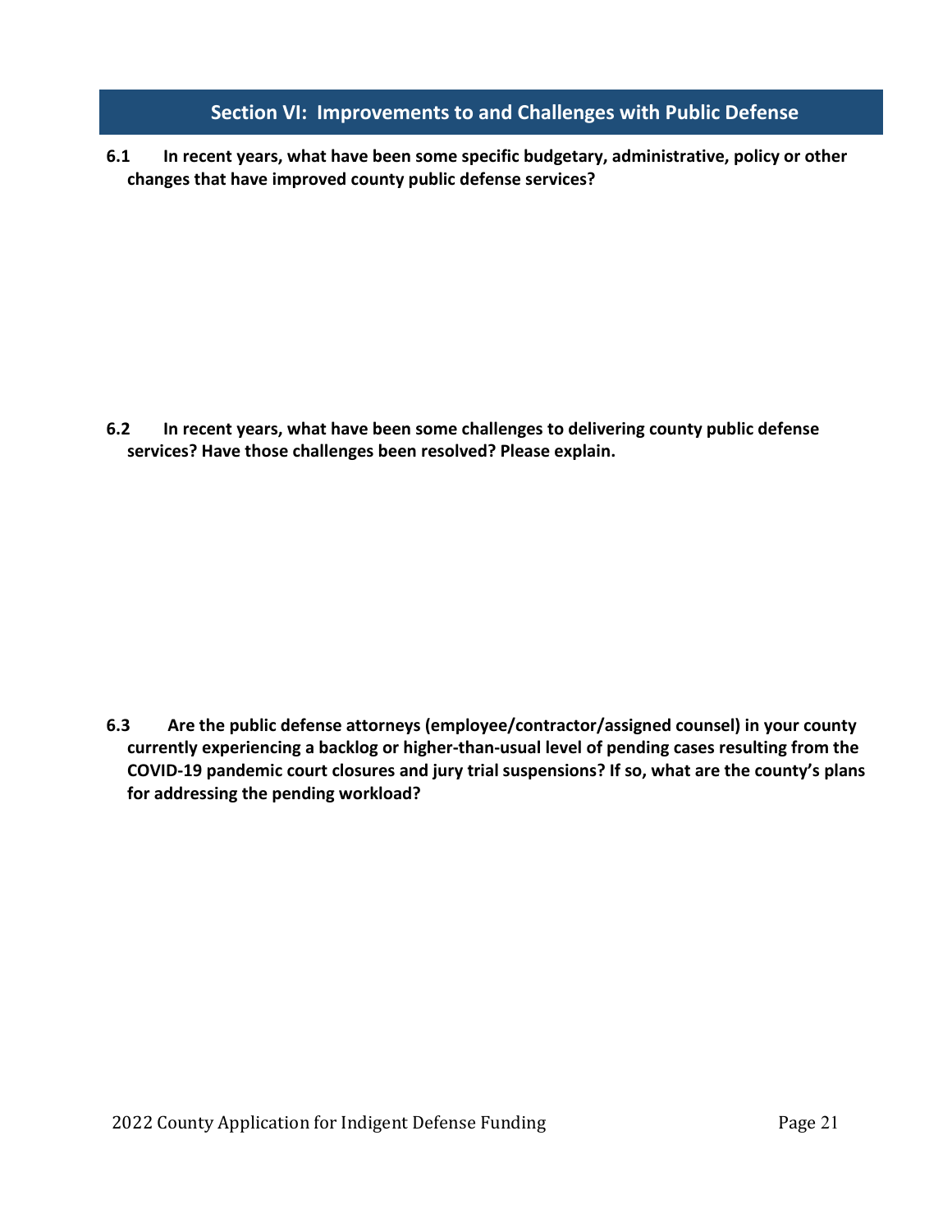## Section VI: Improvements to and Challenges with Public Defense

**6.1 In recent years, what have been some specific budgetary, administrative, policy or other changes that have improved county public defense services?**

**6.2 In recent years, what have been some challenges to delivering county public defense services? Have those challenges been resolved? Please explain.**

**6.3 Are the public defense attorneys (employee/contractor/assigned counsel) in your county currently experiencing a backlog or higher-than-usual level of pending cases resulting from the COVID-19 pandemic court closures and jury trial suspensions? If so, what are the county's plans for addressing the pending workload?**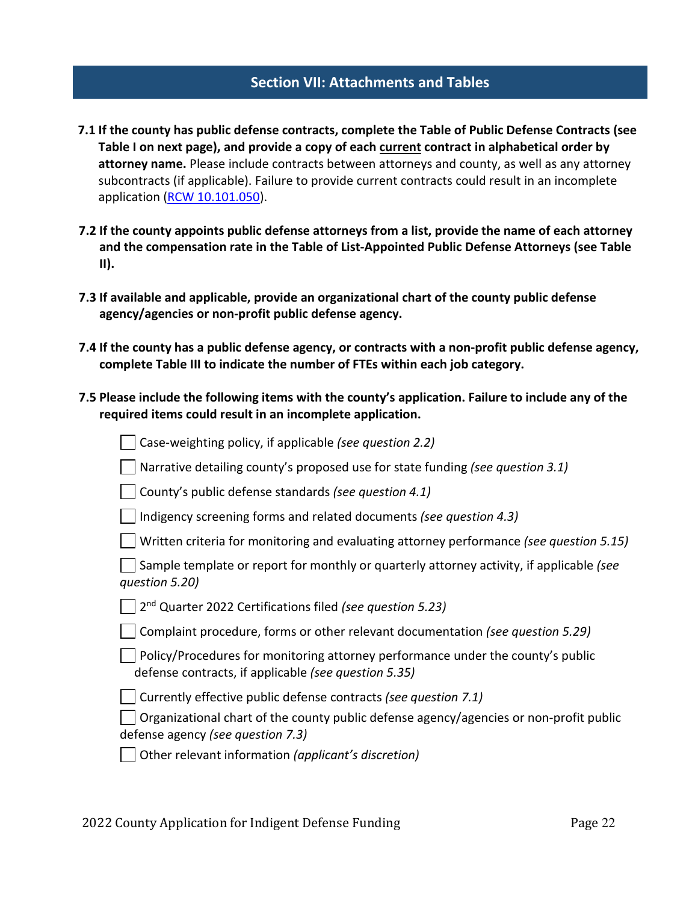## Section VII: Attachments and Tables

**7.1 If the county has public defense contracts, complete the Table of Public Defense Contracts (see Table I on next page), and provide a copy of each <u>current</u> contract in alphabetical order by attorney name.** Please include contracts between attorneys and county, as well as any attorney subcontracts (if applicable). Failure to provide current contracts could result in an incomplete application ([RCW 10.101.050](RCW 10.101.050)).

**7.2 If the county appoints public defense attorneys from a list, provide the name of each attorney and the compensation rate in the Table of List-Appointed Public Defense Attorneys (see Table II).**

**7.3 If available and applicable, provide an organizational chart of the county public defense agency/agencies or non-profit public defense agency.**

**7.4 If the county has a public defense agency, or contracts with a non-profit public defense agency, complete Table III to indicate the number of FTEs within each job category.**

**7.5 Please include the following items with the county's application. Failure to include any of the required items could result in an incomplete application.**

- ☐ Case-weighting policy, if applicable *(see question 2.2)*
- ☐ Narrative detailing county's proposed use for state funding *(see question 3.1)*
- ☐ County's public defense standards *(see question 4.1)*
- ☐ Indigency screening forms and related documents *(see question 4.3)*
- ☐ Written criteria for monitoring and evaluating attorney performance *(see question 5.15)*
- ☐ Sample template or report for monthly or quarterly attorney activity, if applicable *(see question 5.20)*
- ☐ 2nd Quarter 2022 Certifications filed *(see question 5.23)*
- ☐ Complaint procedure, forms or other relevant documentation *(see question 5.29)*
- ☐ Policy/Procedures for monitoring attorney performance under the county's public defense contracts, if applicable *(see question 5.35)*
- ☐ Currently effective public defense contracts *(see question 7.1)*
- ☐ Organizational chart of the county public defense agency/agencies or non-profit public defense agency *(see question 7.3)*
- ☐ Other relevant information *(applicant's discretion)*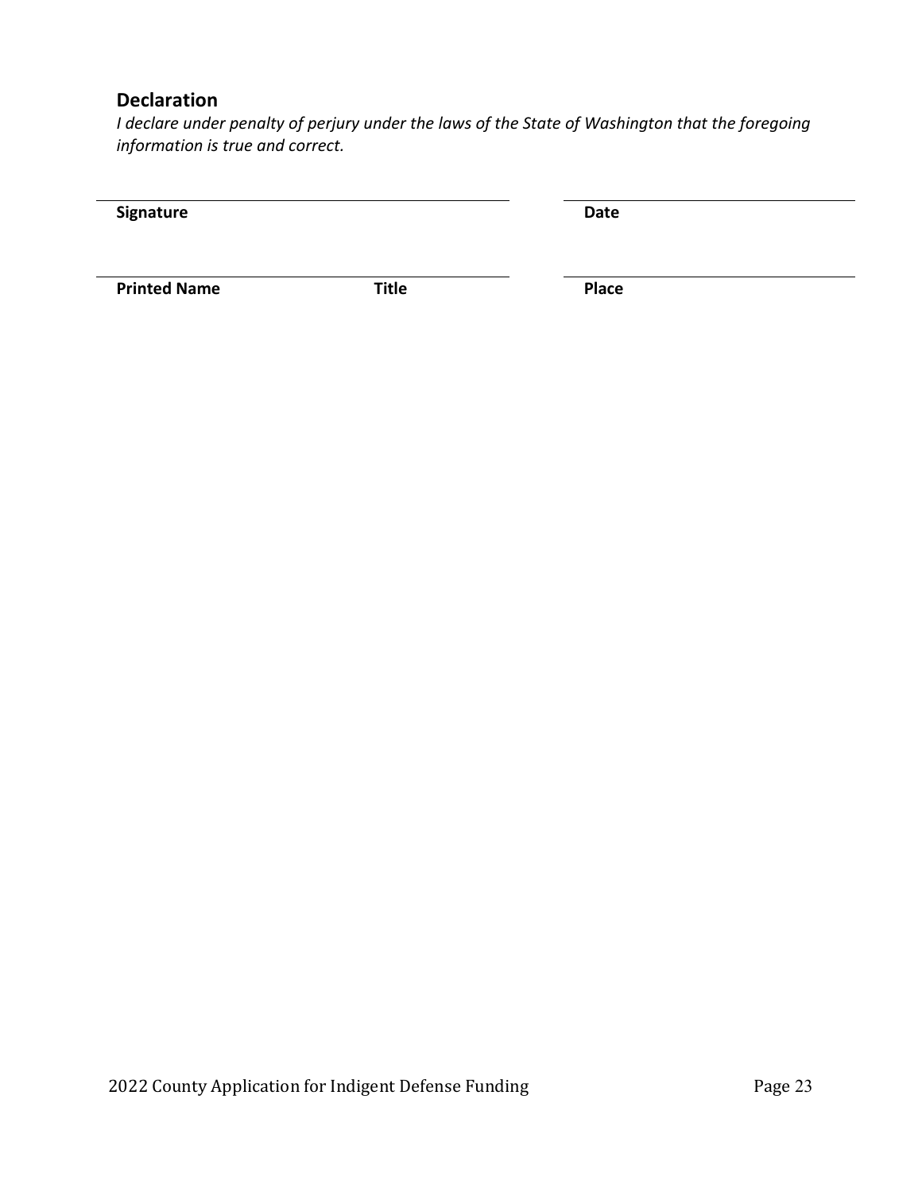## Declaration

*I declare under penalty of perjury under the laws of the State of Washington that the foregoing information is true and correct.*

| | |
|---|---|
| **Signature** | **Date** |
| **Printed Name** **Title** | **Place** |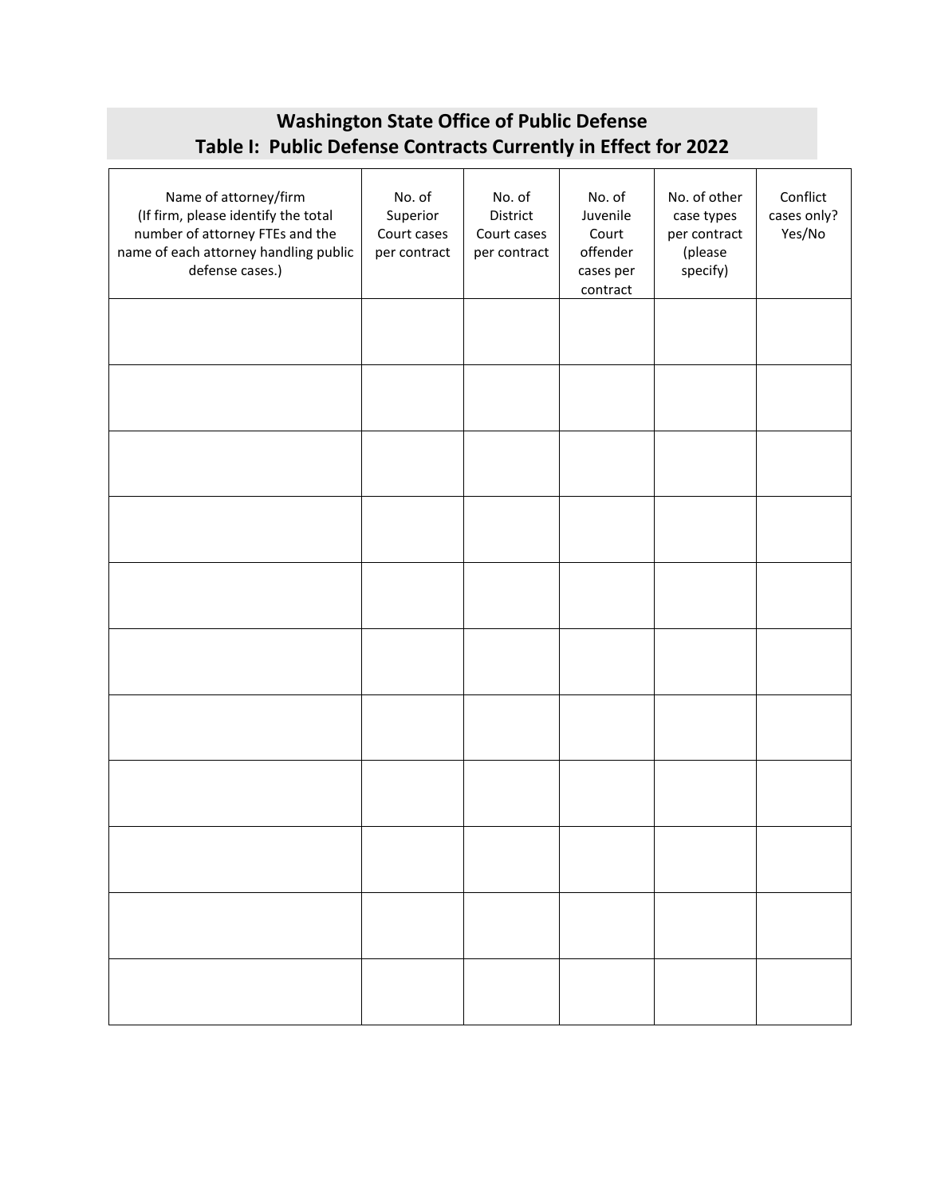## Washington State Office of Public Defense
## Table I: Public Defense Contracts Currently in Effect for 2022

| Name of attorney/firm (If firm, please identify the total number of attorney FTEs and the name of each attorney handling public defense cases.) | No. of Superior Court cases per contract | No. of District Court cases per contract | No. of Juvenile Court offender cases per contract | No. of other case types per contract (please specify) | Conflict cases only? Yes/No |
|---|---|---|---|---|---|
| | | | | | |
| | | | | | |
| | | | | | |
| | | | | | |
| | | | | | |
| | | | | | |
| | | | | | |
| | | | | | |
| | | | | | |
| | | | | | |
| | | | | | |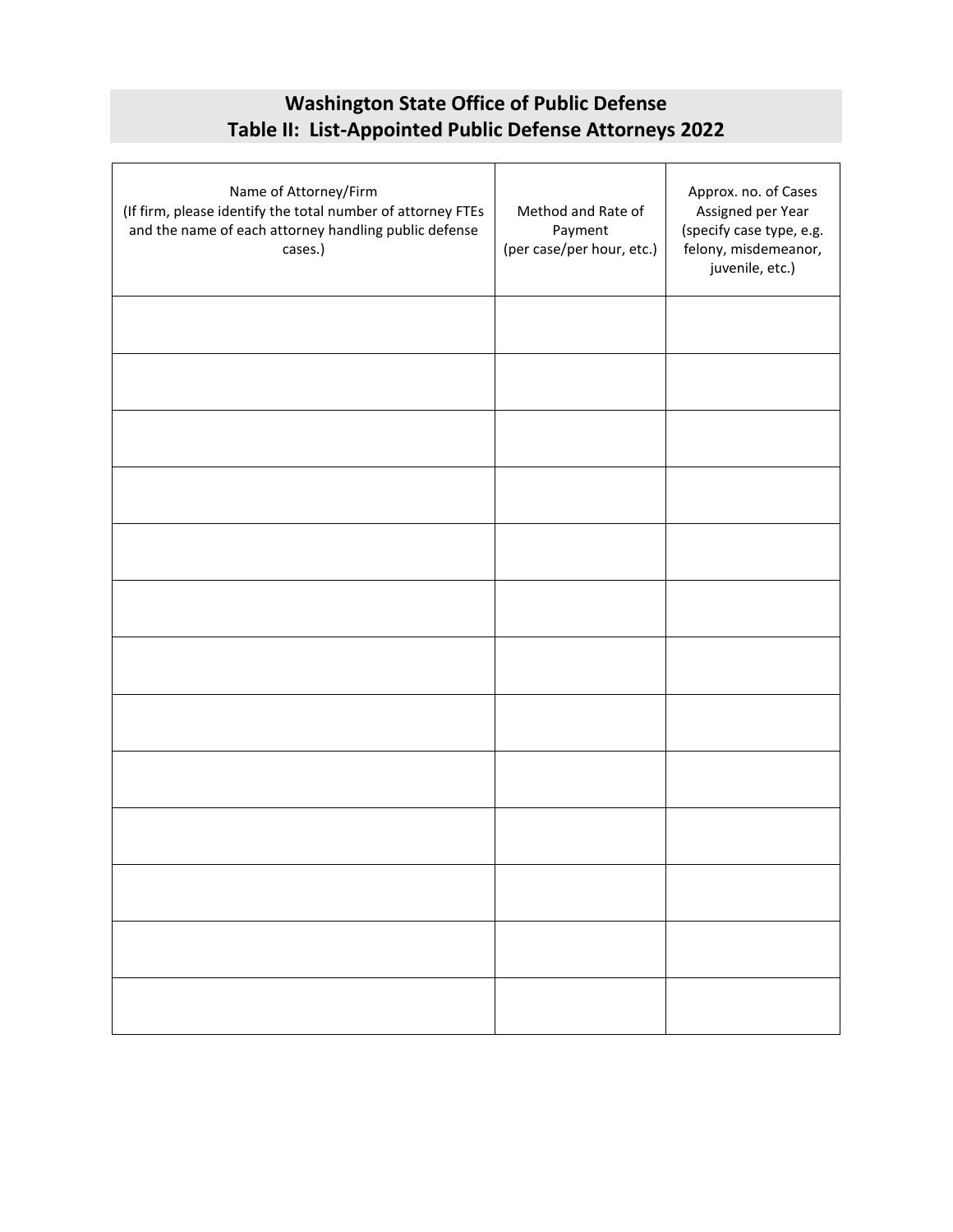## Washington State Office of Public Defense
## Table II: List-Appointed Public Defense Attorneys 2022

| Name of Attorney/Firm (If firm, please identify the total number of attorney FTEs and the name of each attorney handling public defense cases.) | Method and Rate of Payment (per case/per hour, etc.) | Approx. no. of Cases Assigned per Year (specify case type, e.g. felony, misdemeanor, juvenile, etc.) |
|---|---|---|
| | | |
| | | |
| | | |
| | | |
| | | |
| | | |
| | | |
| | | |
| | | |
| | | |
| | | |
| | | |
| | | |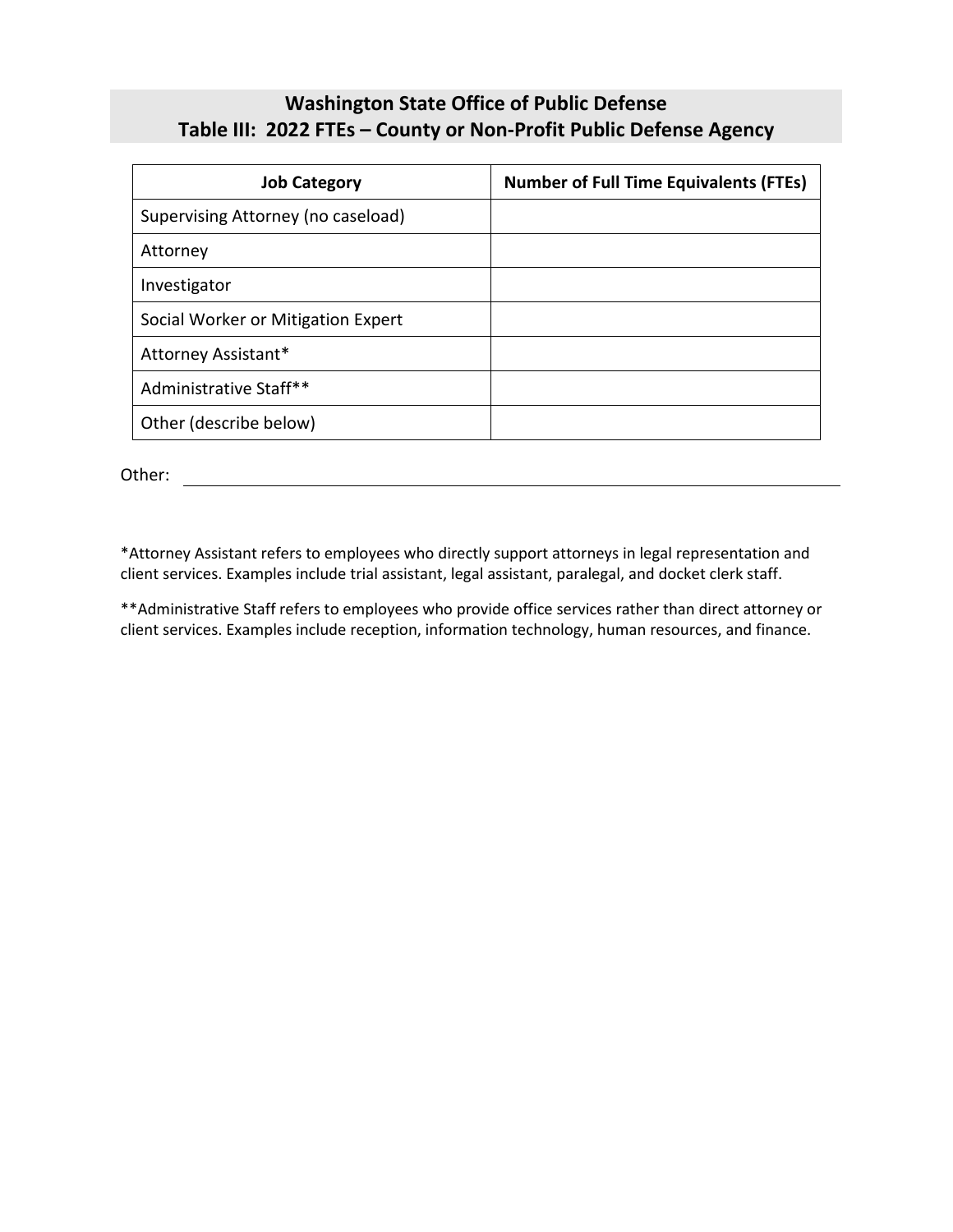## Washington State Office of Public Defense
## Table III: 2022 FTEs – County or Non-Profit Public Defense Agency

| Job Category | Number of Full Time Equivalents (FTEs) |
|---|---|
| Supervising Attorney (no caseload) | |
| Attorney | |
| Investigator | |
| Social Worker or Mitigation Expert | |
| Attorney Assistant* | |
| Administrative Staff** | |
| Other (describe below) | |

Other: ______________________________________________

*Attorney Assistant refers to employees who directly support attorneys in legal representation and client services. Examples include trial assistant, legal assistant, paralegal, and docket clerk staff.

**Administrative Staff refers to employees who provide office services rather than direct attorney or client services. Examples include reception, information technology, human resources, and finance.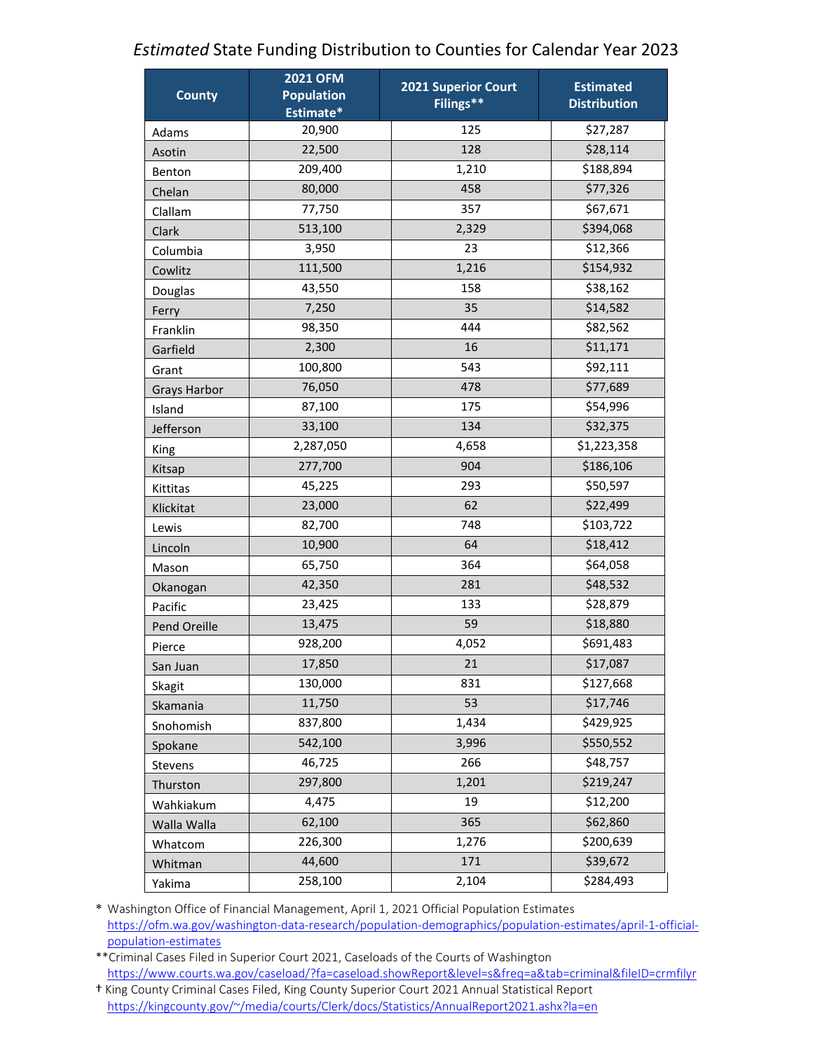# *Estimated* State Funding Distribution to Counties for Calendar Year 2023

| County | 2021 OFM Population Estimate* | 2021 Superior Court Filings** | Estimated Distribution |
|---|---|---|---|
| Adams | 20,900 | 125 | $27,287 |
| Asotin | 22,500 | 128 | $28,114 |
| Benton | 209,400 | 1,210 | $188,894 |
| Chelan | 80,000 | 458 | $77,326 |
| Clallam | 77,750 | 357 | $67,671 |
| Clark | 513,100 | 2,329 | $394,068 |
| Columbia | 3,950 | 23 | $12,366 |
| Cowlitz | 111,500 | 1,216 | $154,932 |
| Douglas | 43,550 | 158 | $38,162 |
| Ferry | 7,250 | 35 | $14,582 |
| Franklin | 98,350 | 444 | $82,562 |
| Garfield | 2,300 | 16 | $11,171 |
| Grant | 100,800 | 543 | $92,111 |
| Grays Harbor | 76,050 | 478 | $77,689 |
| Island | 87,100 | 175 | $54,996 |
| Jefferson | 33,100 | 134 | $32,375 |
| King | 2,287,050 | 4,658 | $1,223,358 |
| Kitsap | 277,700 | 904 | $186,106 |
| Kittitas | 45,225 | 293 | $50,597 |
| Klickitat | 23,000 | 62 | $22,499 |
| Lewis | 82,700 | 748 | $103,722 |
| Lincoln | 10,900 | 64 | $18,412 |
| Mason | 65,750 | 364 | $64,058 |
| Okanogan | 42,350 | 281 | $48,532 |
| Pacific | 23,425 | 133 | $28,879 |
| Pend Oreille | 13,475 | 59 | $18,880 |
| Pierce | 928,200 | 4,052 | $691,483 |
| San Juan | 17,850 | 21 | $17,087 |
| Skagit | 130,000 | 831 | $127,668 |
| Skamania | 11,750 | 53 | $17,746 |
| Snohomish | 837,800 | 1,434 | $429,925 |
| Spokane | 542,100 | 3,996 | $550,552 |
| Stevens | 46,725 | 266 | $48,757 |
| Thurston | 297,800 | 1,201 | $219,247 |
| Wahkiakum | 4,475 | 19 | $12,200 |
| Walla Walla | 62,100 | 365 | $62,860 |
| Whatcom | 226,300 | 1,276 | $200,639 |
| Whitman | 44,600 | 171 | $39,672 |
| Yakima | 258,100 | 2,104 | $284,493 |

\* Washington Office of Financial Management, April 1, 2021 Official Population Estimates
https://ofm.wa.gov/washington-data-research/population-demographics/population-estimates/april-1-official-population-estimates

\*\*Criminal Cases Filed in Superior Court 2021, Caseloads of the Courts of Washington
https://www.courts.wa.gov/caseload/?fa=caseload.showReport&level=s&freq=a&tab=criminal&fileID=crmfilyr

† King County Criminal Cases Filed, King County Superior Court 2021 Annual Statistical Report
https://kingcounty.gov/~/media/courts/Clerk/docs/Statistics/AnnualReport2021.ashx?la=en